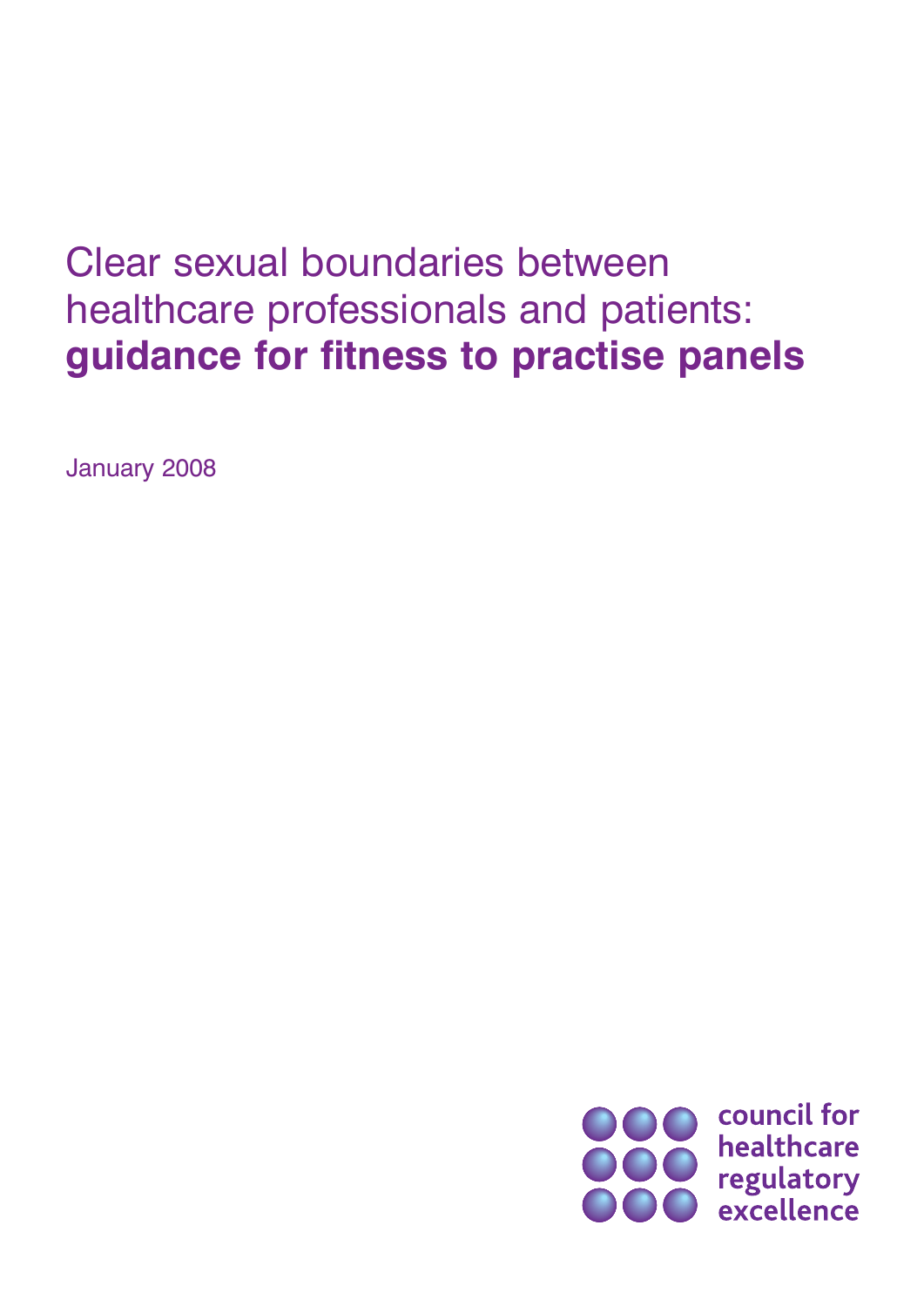# Clear sexual boundaries between healthcare professionals and patients: **guidance for fitness to practise panels**

January 2008

council for healthcare regulatory excellence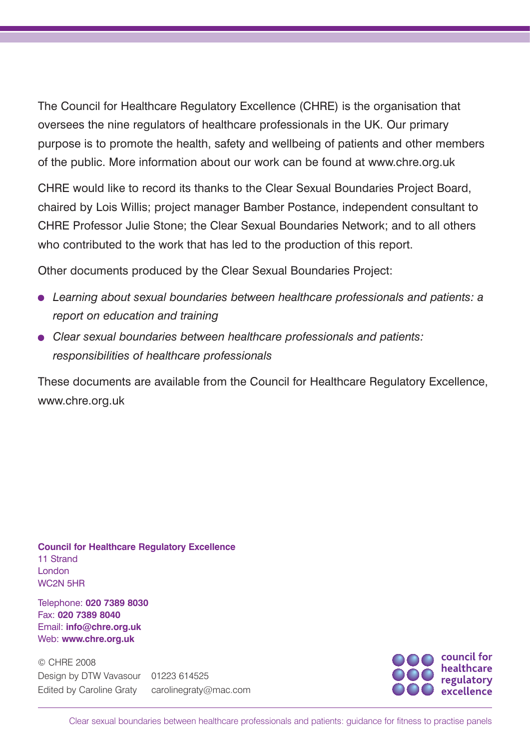The Council for Healthcare Regulatory Excellence (CHRE) is the organisation that oversees the nine regulators of healthcare professionals in the UK. Our primary purpose is to promote the health, safety and wellbeing of patients and other members of the public. More information about our work can be found at www.chre.org.uk

CHRE would like to record its thanks to the Clear Sexual Boundaries Project Board, chaired by Lois Willis; project manager Bamber Postance, independent consultant to CHRE Professor Julie Stone; the Clear Sexual Boundaries Network; and to all others who contributed to the work that has led to the production of this report.

Other documents produced by the Clear Sexual Boundaries Project:

- *Learning about sexual boundaries between healthcare professionals and patients: a report on education and training*
- *Clear sexual boundaries between healthcare professionals and patients: responsibilities of healthcare professionals*

These documents are available from the Council for Healthcare Regulatory Excellence, www.chre.org.uk

**Council for Healthcare Regulatory Excellence**
11 Strand
London
WC2N 5HR

Telephone: **020 7389 8030**
Fax: **020 7389 8040**
Email: **info@chre.org.uk**
Web: **www.chre.org.uk**

© CHRE 2008
Design by DTW Vavasour 01223 614525
Edited by Caroline Graty carolinegraty@mac.com

council for healthcare regulatory excellence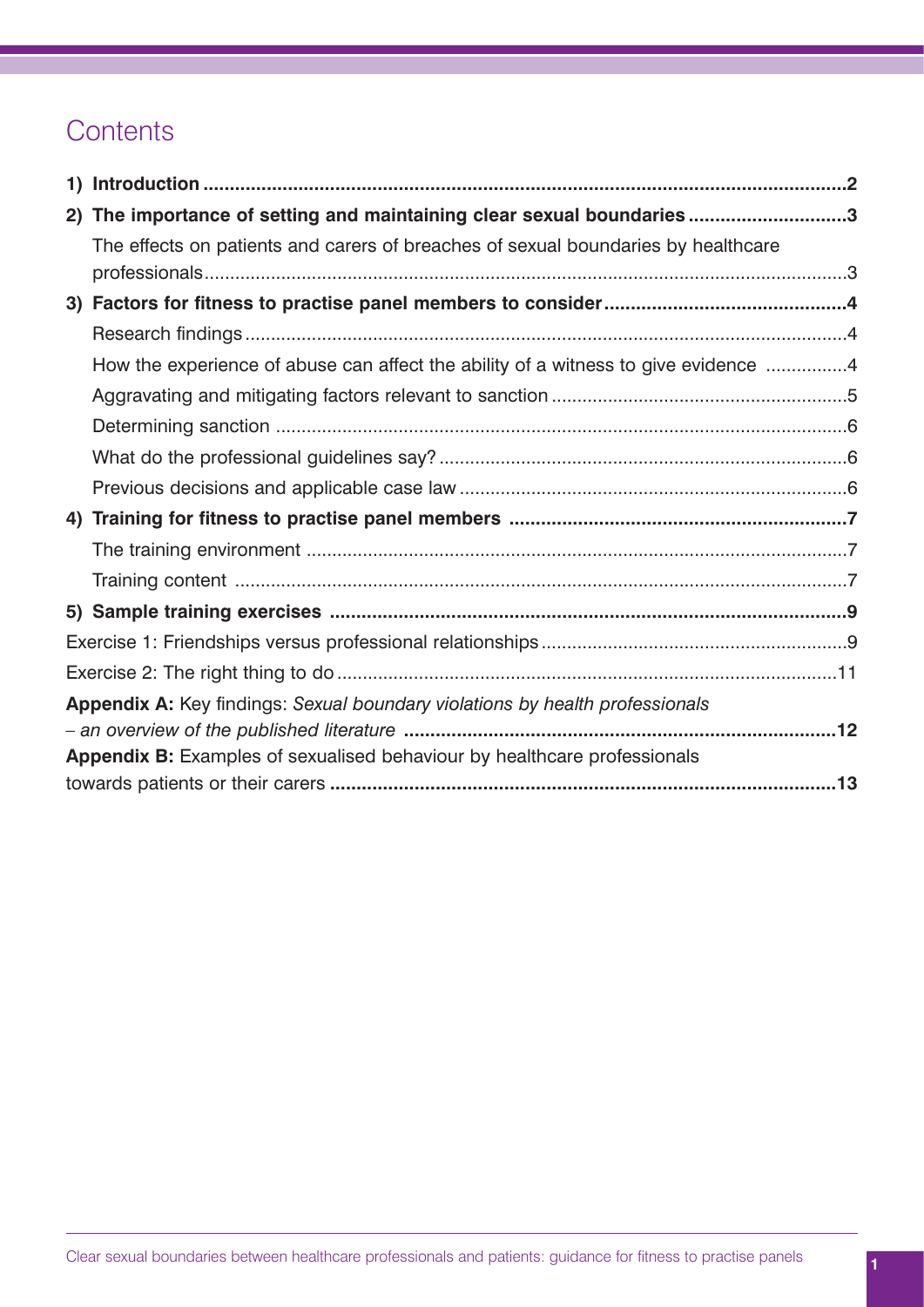# Contents

| | |
|---|---|
| **1) Introduction** | **2** |
| **2) The importance of setting and maintaining clear sexual boundaries** | **3** |
| The effects on patients and carers of breaches of sexual boundaries by healthcare professionals | 3 |
| **3) Factors for fitness to practise panel members to consider** | **4** |
| Research findings | 4 |
| How the experience of abuse can affect the ability of a witness to give evidence | 4 |
| Aggravating and mitigating factors relevant to sanction | 5 |
| Determining sanction | 6 |
| What do the professional guidelines say? | 6 |
| Previous decisions and applicable case law | 6 |
| **4) Training for fitness to practise panel members** | **7** |
| The training environment | 7 |
| Training content | 7 |
| **5) Sample training exercises** | **9** |
| Exercise 1: Friendships versus professional relationships | 9 |
| Exercise 2: The right thing to do | 11 |
| **Appendix A:** Key findings: *Sexual boundary violations by health professionals – an overview of the published literature* | **12** |
| **Appendix B:** Examples of sexualised behaviour by healthcare professionals towards patients or their carers | **13** |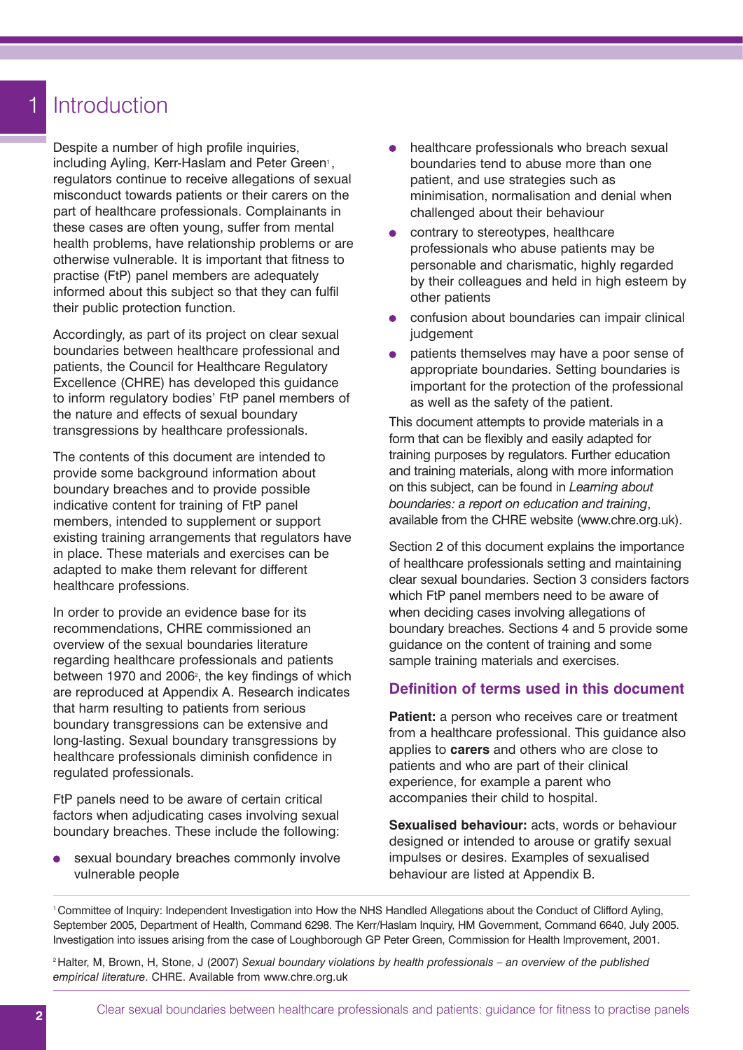# 1 Introduction

Despite a number of high profile inquiries, including Ayling, Kerr-Haslam and Peter Green[1], regulators continue to receive allegations of sexual misconduct towards patients or their carers on the part of healthcare professionals. Complainants in these cases are often young, suffer from mental health problems, have relationship problems or are otherwise vulnerable. It is important that fitness to practise (FtP) panel members are adequately informed about this subject so that they can fulfil their public protection function.

Accordingly, as part of its project on clear sexual boundaries between healthcare professional and patients, the Council for Healthcare Regulatory Excellence (CHRE) has developed this guidance to inform regulatory bodies' FtP panel members of the nature and effects of sexual boundary transgressions by healthcare professionals.

The contents of this document are intended to provide some background information about boundary breaches and to provide possible indicative content for training of FtP panel members, intended to supplement or support existing training arrangements that regulators have in place. These materials and exercises can be adapted to make them relevant for different healthcare professions.

In order to provide an evidence base for its recommendations, CHRE commissioned an overview of the sexual boundaries literature regarding healthcare professionals and patients between 1970 and 2006[2], the key findings of which are reproduced at Appendix A. Research indicates that harm resulting to patients from serious boundary transgressions can be extensive and long-lasting. Sexual boundary transgressions by healthcare professionals diminish confidence in regulated professionals.

FtP panels need to be aware of certain critical factors when adjudicating cases involving sexual boundary breaches. These include the following:

- sexual boundary breaches commonly involve vulnerable people
- healthcare professionals who breach sexual boundaries tend to abuse more than one patient, and use strategies such as minimisation, normalisation and denial when challenged about their behaviour
- contrary to stereotypes, healthcare professionals who abuse patients may be personable and charismatic, highly regarded by their colleagues and held in high esteem by other patients
- confusion about boundaries can impair clinical judgement
- patients themselves may have a poor sense of appropriate boundaries. Setting boundaries is important for the protection of the professional as well as the safety of the patient.

This document attempts to provide materials in a form that can be flexibly and easily adapted for training purposes by regulators. Further education and training materials, along with more information on this subject, can be found in *Learning about boundaries: a report on education and training*, available from the CHRE website (www.chre.org.uk).

Section 2 of this document explains the importance of healthcare professionals setting and maintaining clear sexual boundaries. Section 3 considers factors which FtP panel members need to be aware of when deciding cases involving allegations of boundary breaches. Sections 4 and 5 provide some guidance on the content of training and some sample training materials and exercises.

## Definition of terms used in this document

**Patient:** a person who receives care or treatment from a healthcare professional. This guidance also applies to **carers** and others who are close to patients and who are part of their clinical experience, for example a parent who accompanies their child to hospital.

**Sexualised behaviour:** acts, words or behaviour designed or intended to arouse or gratify sexual impulses or desires. Examples of sexualised behaviour are listed at Appendix B.

---

[1] Committee of Inquiry: Independent Investigation into How the NHS Handled Allegations about the Conduct of Clifford Ayling, September 2005, Department of Health, Command 6298. The Kerr/Haslam Inquiry, HM Government, Command 6640, July 2005. Investigation into issues arising from the case of Loughborough GP Peter Green, Commission for Health Improvement, 2001.

[2] Halter, M, Brown, H, Stone, J (2007) *Sexual boundary violations by health professionals – an overview of the published empirical literature*. CHRE. Available from www.chre.org.uk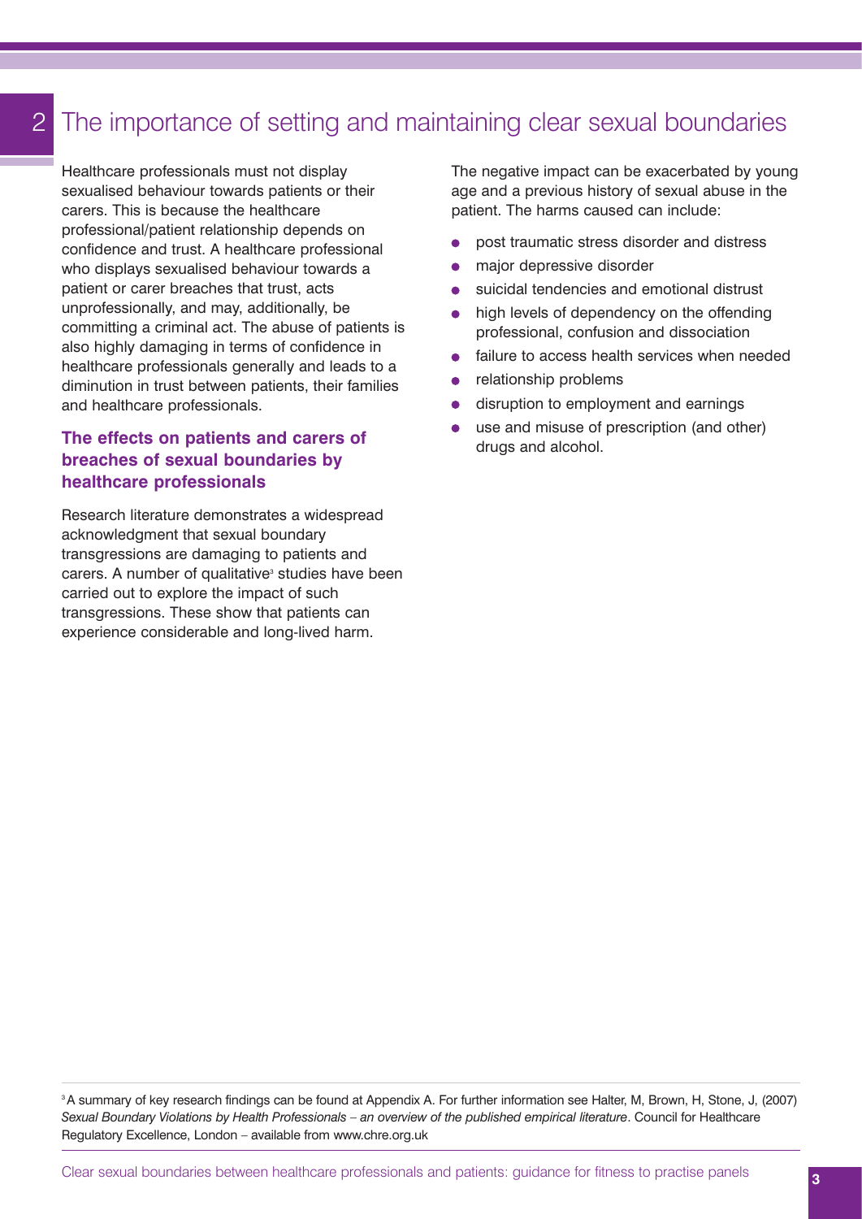# 2 The importance of setting and maintaining clear sexual boundaries

Healthcare professionals must not display sexualised behaviour towards patients or their carers. This is because the healthcare professional/patient relationship depends on confidence and trust. A healthcare professional who displays sexualised behaviour towards a patient or carer breaches that trust, acts unprofessionally, and may, additionally, be committing a criminal act. The abuse of patients is also highly damaging in terms of confidence in healthcare professionals generally and leads to a diminution in trust between patients, their families and healthcare professionals.

### The effects on patients and carers of breaches of sexual boundaries by healthcare professionals

Research literature demonstrates a widespread acknowledgment that sexual boundary transgressions are damaging to patients and carers. A number of qualitative[3] studies have been carried out to explore the impact of such transgressions. These show that patients can experience considerable and long-lived harm.

The negative impact can be exacerbated by young age and a previous history of sexual abuse in the patient. The harms caused can include:

- post traumatic stress disorder and distress
- major depressive disorder
- suicidal tendencies and emotional distrust
- high levels of dependency on the offending professional, confusion and dissociation
- failure to access health services when needed
- relationship problems
- disruption to employment and earnings
- use and misuse of prescription (and other) drugs and alcohol.

[3] A summary of key research findings can be found at Appendix A. For further information see Halter, M, Brown, H, Stone, J, (2007) *Sexual Boundary Violations by Health Professionals – an overview of the published empirical literature*. Council for Healthcare Regulatory Excellence, London – available from www.chre.org.uk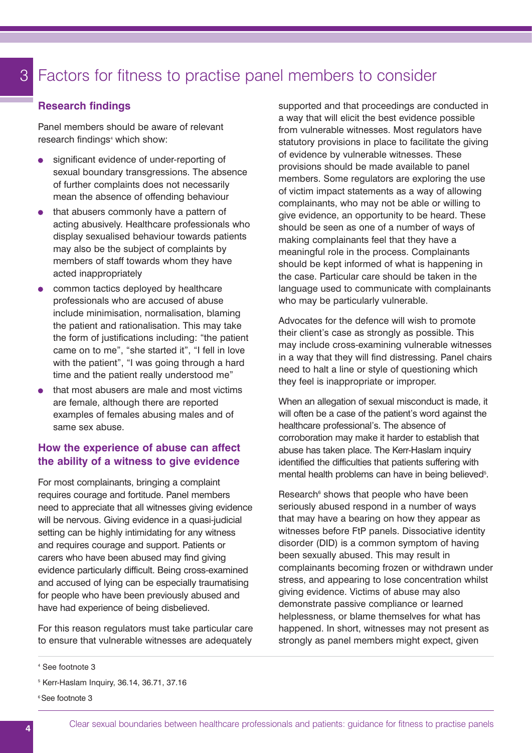# 3 Factors for fitness to practise panel members to consider

## Research findings

Panel members should be aware of relevant research findings[4] which show:

- significant evidence of under-reporting of sexual boundary transgressions. The absence of further complaints does not necessarily mean the absence of offending behaviour
- that abusers commonly have a pattern of acting abusively. Healthcare professionals who display sexualised behaviour towards patients may also be the subject of complaints by members of staff towards whom they have acted inappropriately
- common tactics deployed by healthcare professionals who are accused of abuse include minimisation, normalisation, blaming the patient and rationalisation. This may take the form of justifications including: "the patient came on to me", "she started it", "I fell in love with the patient", "I was going through a hard time and the patient really understood me"
- that most abusers are male and most victims are female, although there are reported examples of females abusing males and of same sex abuse.

## How the experience of abuse can affect the ability of a witness to give evidence

For most complainants, bringing a complaint requires courage and fortitude. Panel members need to appreciate that all witnesses giving evidence will be nervous. Giving evidence in a quasi-judicial setting can be highly intimidating for any witness and requires courage and support. Patients or carers who have been abused may find giving evidence particularly difficult. Being cross-examined and accused of lying can be especially traumatising for people who have been previously abused and have had experience of being disbelieved.

For this reason regulators must take particular care to ensure that vulnerable witnesses are adequately supported and that proceedings are conducted in a way that will elicit the best evidence possible from vulnerable witnesses. Most regulators have statutory provisions in place to facilitate the giving of evidence by vulnerable witnesses. These provisions should be made available to panel members. Some regulators are exploring the use of victim impact statements as a way of allowing complainants, who may not be able or willing to give evidence, an opportunity to be heard. These should be seen as one of a number of ways of making complainants feel that they have a meaningful role in the process. Complainants should be kept informed of what is happening in the case. Particular care should be taken in the language used to communicate with complainants who may be particularly vulnerable.

Advocates for the defence will wish to promote their client's case as strongly as possible. This may include cross-examining vulnerable witnesses in a way that they will find distressing. Panel chairs need to halt a line or style of questioning which they feel is inappropriate or improper.

When an allegation of sexual misconduct is made, it will often be a case of the patient's word against the healthcare professional's. The absence of corroboration may make it harder to establish that abuse has taken place. The Kerr-Haslam inquiry identified the difficulties that patients suffering with mental health problems can have in being believed[5].

Research[6] shows that people who have been seriously abused respond in a number of ways that may have a bearing on how they appear as witnesses before FtP panels. Dissociative identity disorder (DID) is a common symptom of having been sexually abused. This may result in complainants becoming frozen or withdrawn under stress, and appearing to lose concentration whilst giving evidence. Victims of abuse may also demonstrate passive compliance or learned helplessness, or blame themselves for what has happened. In short, witnesses may not present as strongly as panel members might expect, given

---

[4] See footnote 3

[5] Kerr-Haslam Inquiry, 36.14, 36.71, 37.16

[6] See footnote 3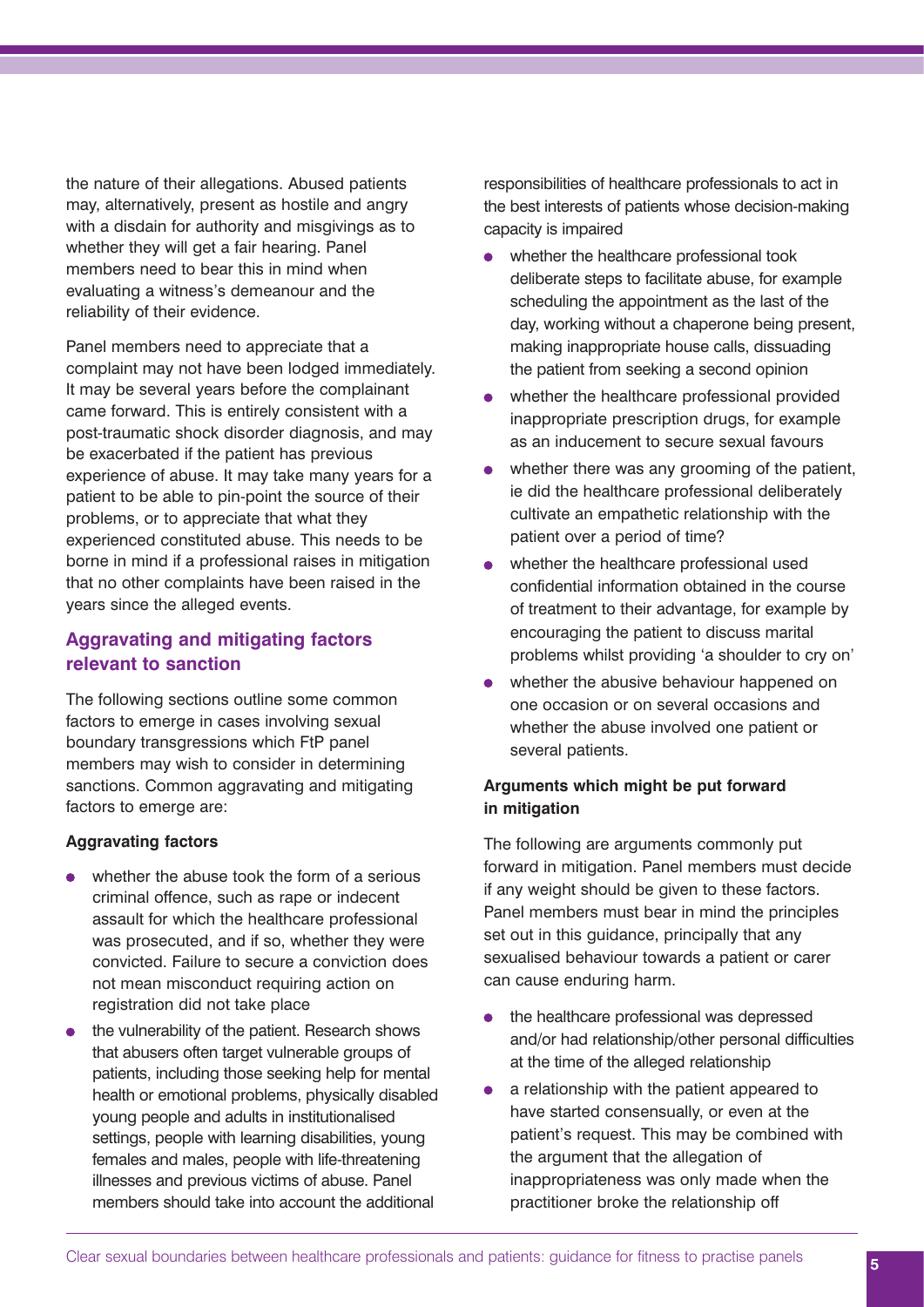the nature of their allegations. Abused patients may, alternatively, present as hostile and angry with a disdain for authority and misgivings as to whether they will get a fair hearing. Panel members need to bear this in mind when evaluating a witness's demeanour and the reliability of their evidence.

Panel members need to appreciate that a complaint may not have been lodged immediately. It may be several years before the complainant came forward. This is entirely consistent with a post-traumatic shock disorder diagnosis, and may be exacerbated if the patient has previous experience of abuse. It may take many years for a patient to be able to pin-point the source of their problems, or to appreciate that what they experienced constituted abuse. This needs to be borne in mind if a professional raises in mitigation that no other complaints have been raised in the years since the alleged events.

## Aggravating and mitigating factors relevant to sanction

The following sections outline some common factors to emerge in cases involving sexual boundary transgressions which FtP panel members may wish to consider in determining sanctions. Common aggravating and mitigating factors to emerge are:

### Aggravating factors

- whether the abuse took the form of a serious criminal offence, such as rape or indecent assault for which the healthcare professional was prosecuted, and if so, whether they were convicted. Failure to secure a conviction does not mean misconduct requiring action on registration did not take place
- the vulnerability of the patient. Research shows that abusers often target vulnerable groups of patients, including those seeking help for mental health or emotional problems, physically disabled young people and adults in institutionalised settings, people with learning disabilities, young females and males, people with life-threatening illnesses and previous victims of abuse. Panel members should take into account the additional responsibilities of healthcare professionals to act in the best interests of patients whose decision-making capacity is impaired
- whether the healthcare professional took deliberate steps to facilitate abuse, for example scheduling the appointment as the last of the day, working without a chaperone being present, making inappropriate house calls, dissuading the patient from seeking a second opinion
- whether the healthcare professional provided inappropriate prescription drugs, for example as an inducement to secure sexual favours
- whether there was any grooming of the patient, ie did the healthcare professional deliberately cultivate an empathetic relationship with the patient over a period of time?
- whether the healthcare professional used confidential information obtained in the course of treatment to their advantage, for example by encouraging the patient to discuss marital problems whilst providing 'a shoulder to cry on'
- whether the abusive behaviour happened on one occasion or on several occasions and whether the abuse involved one patient or several patients.

### Arguments which might be put forward in mitigation

The following are arguments commonly put forward in mitigation. Panel members must decide if any weight should be given to these factors. Panel members must bear in mind the principles set out in this guidance, principally that any sexualised behaviour towards a patient or carer can cause enduring harm.

- the healthcare professional was depressed and/or had relationship/other personal difficulties at the time of the alleged relationship
- a relationship with the patient appeared to have started consensually, or even at the patient's request. This may be combined with the argument that the allegation of inappropriateness was only made when the practitioner broke the relationship off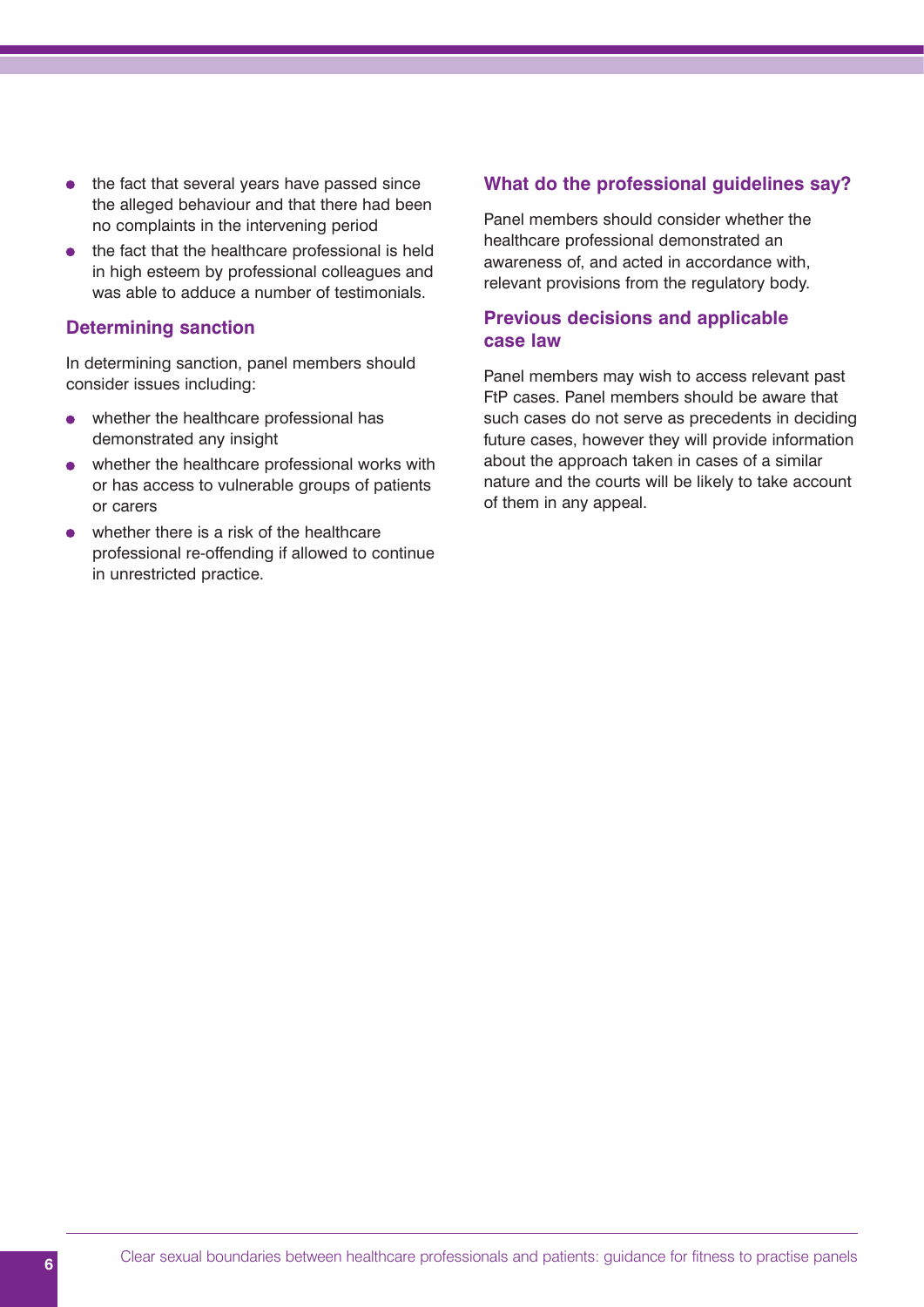- the fact that several years have passed since the alleged behaviour and that there had been no complaints in the intervening period
- the fact that the healthcare professional is held in high esteem by professional colleagues and was able to adduce a number of testimonials.

### Determining sanction

In determining sanction, panel members should consider issues including:

- whether the healthcare professional has demonstrated any insight
- whether the healthcare professional works with or has access to vulnerable groups of patients or carers
- whether there is a risk of the healthcare professional re-offending if allowed to continue in unrestricted practice.

### What do the professional guidelines say?

Panel members should consider whether the healthcare professional demonstrated an awareness of, and acted in accordance with, relevant provisions from the regulatory body.

### Previous decisions and applicable case law

Panel members may wish to access relevant past FtP cases. Panel members should be aware that such cases do not serve as precedents in deciding future cases, however they will provide information about the approach taken in cases of a similar nature and the courts will be likely to take account of them in any appeal.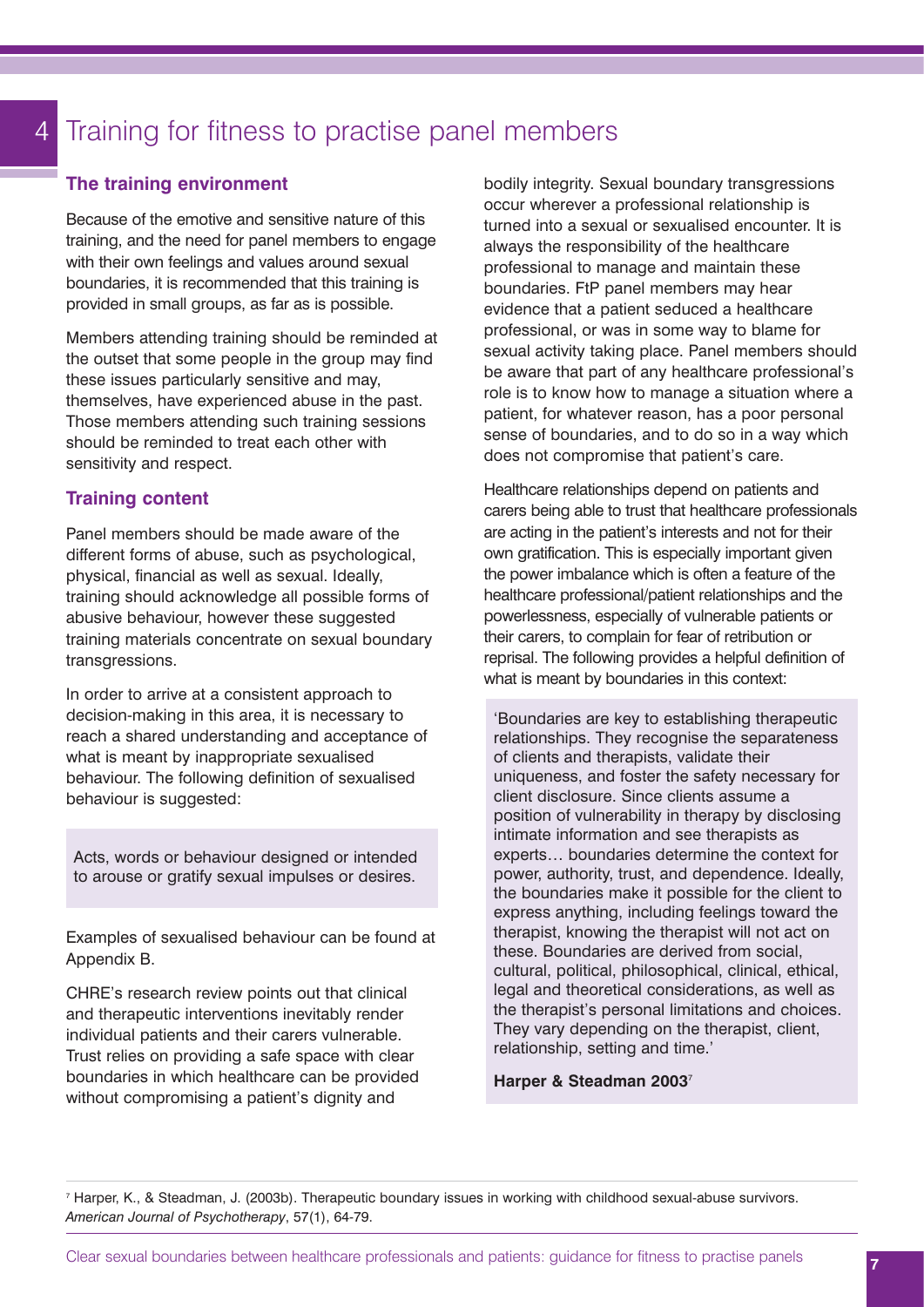# 4 Training for fitness to practise panel members

## The training environment

Because of the emotive and sensitive nature of this training, and the need for panel members to engage with their own feelings and values around sexual boundaries, it is recommended that this training is provided in small groups, as far as is possible.

Members attending training should be reminded at the outset that some people in the group may find these issues particularly sensitive and may, themselves, have experienced abuse in the past. Those members attending such training sessions should be reminded to treat each other with sensitivity and respect.

## Training content

Panel members should be made aware of the different forms of abuse, such as psychological, physical, financial as well as sexual. Ideally, training should acknowledge all possible forms of abusive behaviour, however these suggested training materials concentrate on sexual boundary transgressions.

In order to arrive at a consistent approach to decision-making in this area, it is necessary to reach a shared understanding and acceptance of what is meant by inappropriate sexualised behaviour. The following definition of sexualised behaviour is suggested:

> Acts, words or behaviour designed or intended to arouse or gratify sexual impulses or desires.

Examples of sexualised behaviour can be found at Appendix B.

CHRE's research review points out that clinical and therapeutic interventions inevitably render individual patients and their carers vulnerable. Trust relies on providing a safe space with clear boundaries in which healthcare can be provided without compromising a patient's dignity and bodily integrity. Sexual boundary transgressions occur wherever a professional relationship is turned into a sexual or sexualised encounter. It is always the responsibility of the healthcare professional to manage and maintain these boundaries. FtP panel members may hear evidence that a patient seduced a healthcare professional, or was in some way to blame for sexual activity taking place. Panel members should be aware that part of any healthcare professional's role is to know how to manage a situation where a patient, for whatever reason, has a poor personal sense of boundaries, and to do so in a way which does not compromise that patient's care.

Healthcare relationships depend on patients and carers being able to trust that healthcare professionals are acting in the patient's interests and not for their own gratification. This is especially important given the power imbalance which is often a feature of the healthcare professional/patient relationships and the powerlessness, especially of vulnerable patients or their carers, to complain for fear of retribution or reprisal. The following provides a helpful definition of what is meant by boundaries in this context:

> 'Boundaries are key to establishing therapeutic relationships. They recognise the separateness of clients and therapists, validate their uniqueness, and foster the safety necessary for client disclosure. Since clients assume a position of vulnerability in therapy by disclosing intimate information and see therapists as experts… boundaries determine the context for power, authority, trust, and dependence. Ideally, the boundaries make it possible for the client to express anything, including feelings toward the therapist, knowing the therapist will not act on these. Boundaries are derived from social, cultural, political, philosophical, clinical, ethical, legal and theoretical considerations, as well as the therapist's personal limitations and choices. They vary depending on the therapist, client, relationship, setting and time.'
>
> **Harper & Steadman 2003**[7]

[7] Harper, K., & Steadman, J. (2003b). Therapeutic boundary issues in working with childhood sexual-abuse survivors. *American Journal of Psychotherapy*, 57(1), 64-79.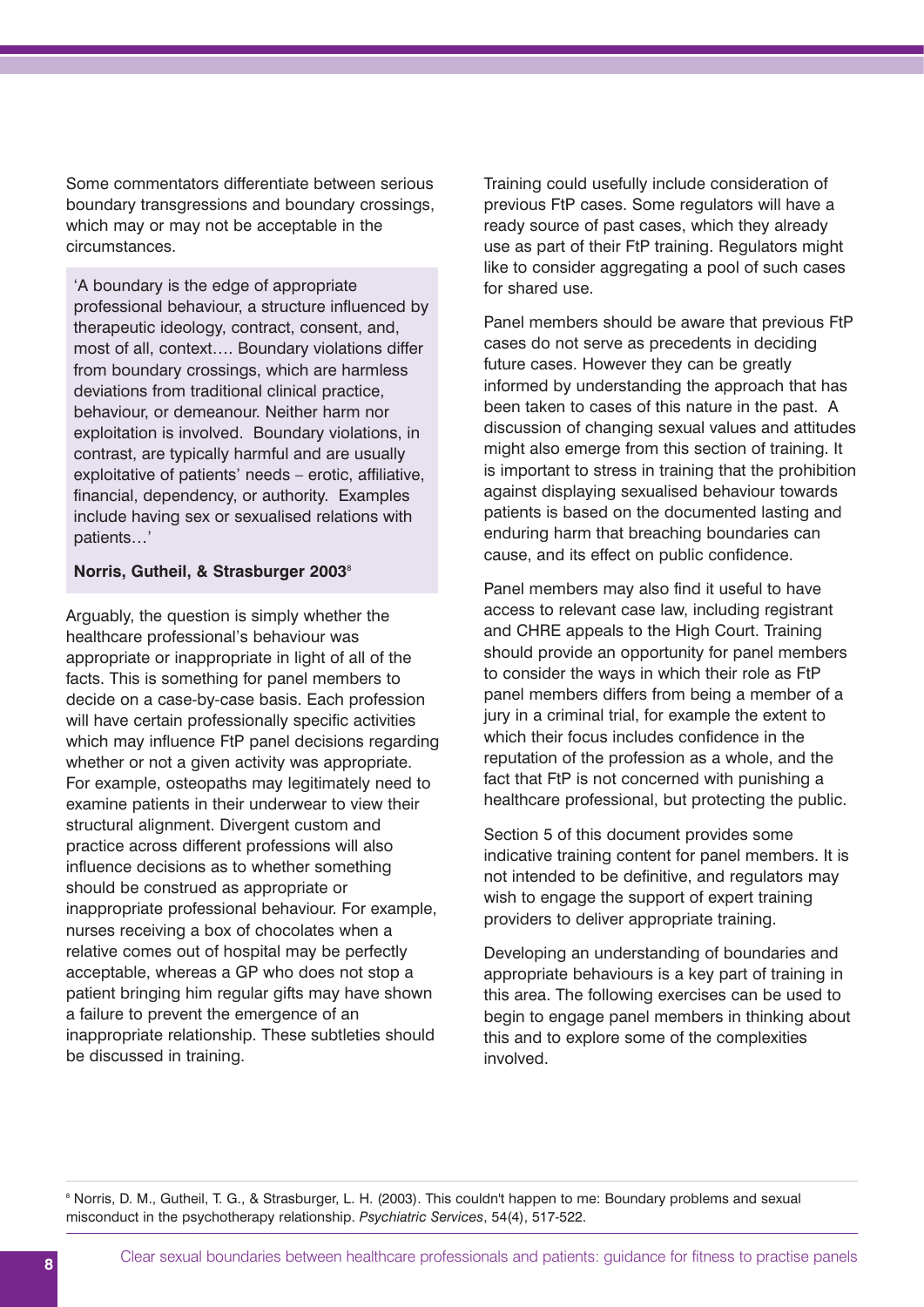Some commentators differentiate between serious boundary transgressions and boundary crossings, which may or may not be acceptable in the circumstances.

> 'A boundary is the edge of appropriate professional behaviour, a structure influenced by therapeutic ideology, contract, consent, and, most of all, context…. Boundary violations differ from boundary crossings, which are harmless deviations from traditional clinical practice, behaviour, or demeanour. Neither harm nor exploitation is involved. Boundary violations, in contrast, are typically harmful and are usually exploitative of patients' needs – erotic, affiliative, financial, dependency, or authority. Examples include having sex or sexualised relations with patients…'
>
> **Norris, Gutheil, & Strasburger 2003**[8]

Arguably, the question is simply whether the healthcare professional's behaviour was appropriate or inappropriate in light of all of the facts. This is something for panel members to decide on a case-by-case basis. Each profession will have certain professionally specific activities which may influence FtP panel decisions regarding whether or not a given activity was appropriate. For example, osteopaths may legitimately need to examine patients in their underwear to view their structural alignment. Divergent custom and practice across different professions will also influence decisions as to whether something should be construed as appropriate or inappropriate professional behaviour. For example, nurses receiving a box of chocolates when a relative comes out of hospital may be perfectly acceptable, whereas a GP who does not stop a patient bringing him regular gifts may have shown a failure to prevent the emergence of an inappropriate relationship. These subtleties should be discussed in training.

Training could usefully include consideration of previous FtP cases. Some regulators will have a ready source of past cases, which they already use as part of their FtP training. Regulators might like to consider aggregating a pool of such cases for shared use.

Panel members should be aware that previous FtP cases do not serve as precedents in deciding future cases. However they can be greatly informed by understanding the approach that has been taken to cases of this nature in the past. A discussion of changing sexual values and attitudes might also emerge from this section of training. It is important to stress in training that the prohibition against displaying sexualised behaviour towards patients is based on the documented lasting and enduring harm that breaching boundaries can cause, and its effect on public confidence.

Panel members may also find it useful to have access to relevant case law, including registrant and CHRE appeals to the High Court. Training should provide an opportunity for panel members to consider the ways in which their role as FtP panel members differs from being a member of a jury in a criminal trial, for example the extent to which their focus includes confidence in the reputation of the profession as a whole, and the fact that FtP is not concerned with punishing a healthcare professional, but protecting the public.

Section 5 of this document provides some indicative training content for panel members. It is not intended to be definitive, and regulators may wish to engage the support of expert training providers to deliver appropriate training.

Developing an understanding of boundaries and appropriate behaviours is a key part of training in this area. The following exercises can be used to begin to engage panel members in thinking about this and to explore some of the complexities involved.

---

[8] Norris, D. M., Gutheil, T. G., & Strasburger, L. H. (2003). This couldn't happen to me: Boundary problems and sexual misconduct in the psychotherapy relationship. *Psychiatric Services*, 54(4), 517-522.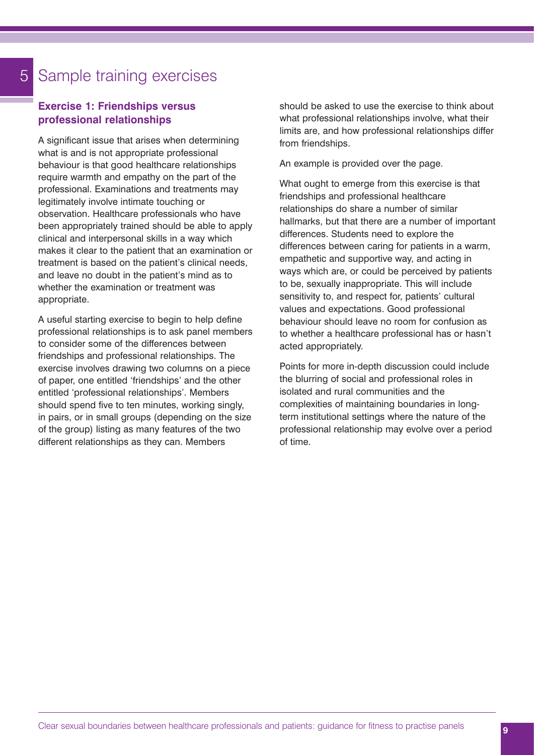# 5 Sample training exercises

### Exercise 1: Friendships versus professional relationships

A significant issue that arises when determining what is and is not appropriate professional behaviour is that good healthcare relationships require warmth and empathy on the part of the professional. Examinations and treatments may legitimately involve intimate touching or observation. Healthcare professionals who have been appropriately trained should be able to apply clinical and interpersonal skills in a way which makes it clear to the patient that an examination or treatment is based on the patient's clinical needs, and leave no doubt in the patient's mind as to whether the examination or treatment was appropriate.

A useful starting exercise to begin to help define professional relationships is to ask panel members to consider some of the differences between friendships and professional relationships. The exercise involves drawing two columns on a piece of paper, one entitled 'friendships' and the other entitled 'professional relationships'. Members should spend five to ten minutes, working singly, in pairs, or in small groups (depending on the size of the group) listing as many features of the two different relationships as they can. Members should be asked to use the exercise to think about what professional relationships involve, what their limits are, and how professional relationships differ from friendships.

An example is provided over the page.

What ought to emerge from this exercise is that friendships and professional healthcare relationships do share a number of similar hallmarks, but that there are a number of important differences. Students need to explore the differences between caring for patients in a warm, empathetic and supportive way, and acting in ways which are, or could be perceived by patients to be, sexually inappropriate. This will include sensitivity to, and respect for, patients' cultural values and expectations. Good professional behaviour should leave no room for confusion as to whether a healthcare professional has or hasn't acted appropriately.

Points for more in-depth discussion could include the blurring of social and professional roles in isolated and rural communities and the complexities of maintaining boundaries in long-term institutional settings where the nature of the professional relationship may evolve over a period of time.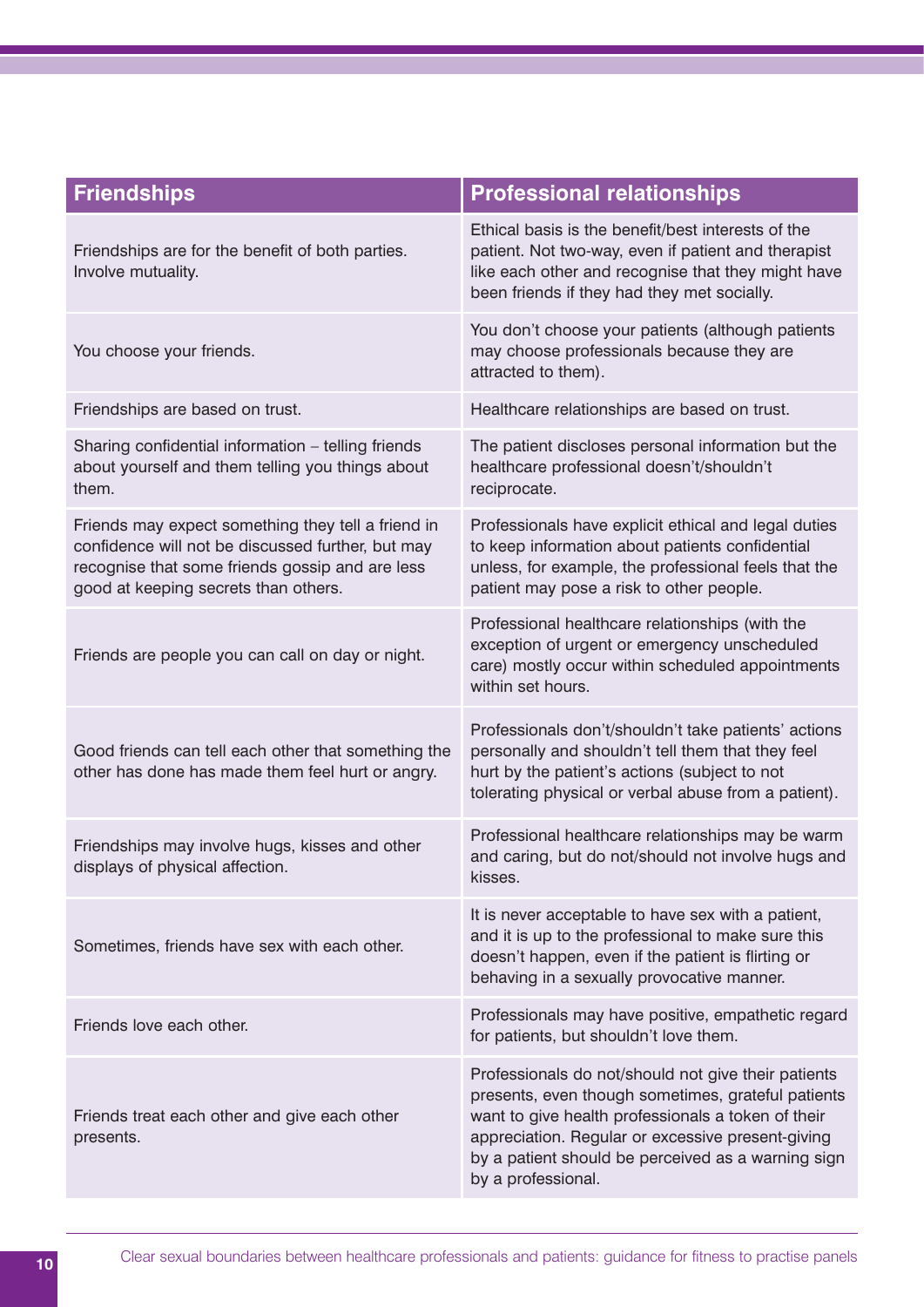| Friendships | Professional relationships |
| --- | --- |
| Friendships are for the benefit of both parties. Involve mutuality. | Ethical basis is the benefit/best interests of the patient. Not two-way, even if patient and therapist like each other and recognise that they might have been friends if they had they met socially. |
| You choose your friends. | You don't choose your patients (although patients may choose professionals because they are attracted to them). |
| Friendships are based on trust. | Healthcare relationships are based on trust. |
| Sharing confidential information – telling friends about yourself and them telling you things about them. | The patient discloses personal information but the healthcare professional doesn't/shouldn't reciprocate. |
| Friends may expect something they tell a friend in confidence will not be discussed further, but may recognise that some friends gossip and are less good at keeping secrets than others. | Professionals have explicit ethical and legal duties to keep information about patients confidential unless, for example, the professional feels that the patient may pose a risk to other people. |
| Friends are people you can call on day or night. | Professional healthcare relationships (with the exception of urgent or emergency unscheduled care) mostly occur within scheduled appointments within set hours. |
| Good friends can tell each other that something the other has done has made them feel hurt or angry. | Professionals don't/shouldn't take patients' actions personally and shouldn't tell them that they feel hurt by the patient's actions (subject to not tolerating physical or verbal abuse from a patient). |
| Friendships may involve hugs, kisses and other displays of physical affection. | Professional healthcare relationships may be warm and caring, but do not/should not involve hugs and kisses. |
| Sometimes, friends have sex with each other. | It is never acceptable to have sex with a patient, and it is up to the professional to make sure this doesn't happen, even if the patient is flirting or behaving in a sexually provocative manner. |
| Friends love each other. | Professionals may have positive, empathetic regard for patients, but shouldn't love them. |
| Friends treat each other and give each other presents. | Professionals do not/should not give their patients presents, even though sometimes, grateful patients want to give health professionals a token of their appreciation. Regular or excessive present-giving by a patient should be perceived as a warning sign by a professional. |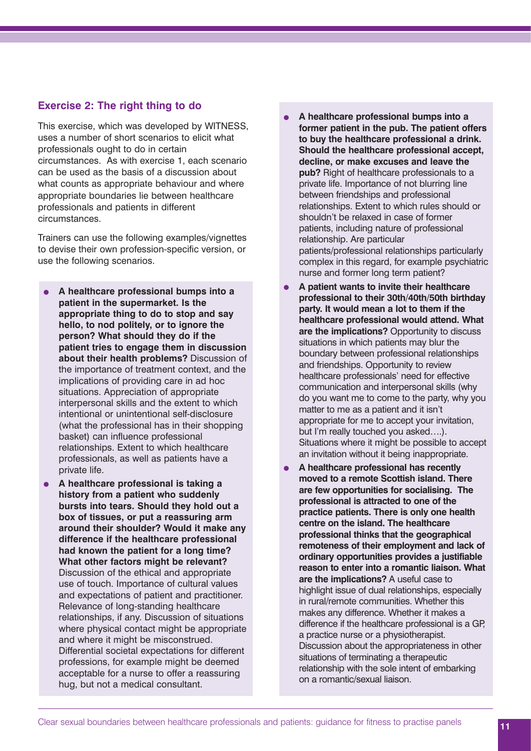### Exercise 2: The right thing to do

This exercise, which was developed by WITNESS, uses a number of short scenarios to elicit what professionals ought to do in certain circumstances. As with exercise 1, each scenario can be used as the basis of a discussion about what counts as appropriate behaviour and where appropriate boundaries lie between healthcare professionals and patients in different circumstances.

Trainers can use the following examples/vignettes to devise their own profession-specific version, or use the following scenarios.

- **A healthcare professional bumps into a patient in the supermarket. Is the appropriate thing to do to stop and say hello, to nod politely, or to ignore the person? What should they do if the patient tries to engage them in discussion about their health problems?** Discussion of the importance of treatment context, and the implications of providing care in ad hoc situations. Appreciation of appropriate interpersonal skills and the extent to which intentional or unintentional self-disclosure (what the professional has in their shopping basket) can influence professional relationships. Extent to which healthcare professionals, as well as patients have a private life.
- **A healthcare professional is taking a history from a patient who suddenly bursts into tears. Should they hold out a box of tissues, or put a reassuring arm around their shoulder? Would it make any difference if the healthcare professional had known the patient for a long time? What other factors might be relevant?** Discussion of the ethical and appropriate use of touch. Importance of cultural values and expectations of patient and practitioner. Relevance of long-standing healthcare relationships, if any. Discussion of situations where physical contact might be appropriate and where it might be misconstrued. Differential societal expectations for different professions, for example might be deemed acceptable for a nurse to offer a reassuring hug, but not a medical consultant.
- **A healthcare professional bumps into a former patient in the pub. The patient offers to buy the healthcare professional a drink. Should the healthcare professional accept, decline, or make excuses and leave the pub?** Right of healthcare professionals to a private life. Importance of not blurring line between friendships and professional relationships. Extent to which rules should or shouldn't be relaxed in case of former patients, including nature of professional relationship. Are particular patients/professional relationships particularly complex in this regard, for example psychiatric nurse and former long term patient?
- **A patient wants to invite their healthcare professional to their 30th/40th/50th birthday party. It would mean a lot to them if the healthcare professional would attend. What are the implications?** Opportunity to discuss situations in which patients may blur the boundary between professional relationships and friendships. Opportunity to review healthcare professionals' need for effective communication and interpersonal skills (why do you want me to come to the party, why you matter to me as a patient and it isn't appropriate for me to accept your invitation, but I'm really touched you asked….). Situations where it might be possible to accept an invitation without it being inappropriate.
- **A healthcare professional has recently moved to a remote Scottish island. There are few opportunities for socialising. The professional is attracted to one of the practice patients. There is only one health centre on the island. The healthcare professional thinks that the geographical remoteness of their employment and lack of ordinary opportunities provides a justifiable reason to enter into a romantic liaison. What are the implications?** A useful case to highlight issue of dual relationships, especially in rural/remote communities. Whether this makes any difference. Whether it makes a difference if the healthcare professional is a GP, a practice nurse or a physiotherapist. Discussion about the appropriateness in other situations of terminating a therapeutic relationship with the sole intent of embarking on a romantic/sexual liaison.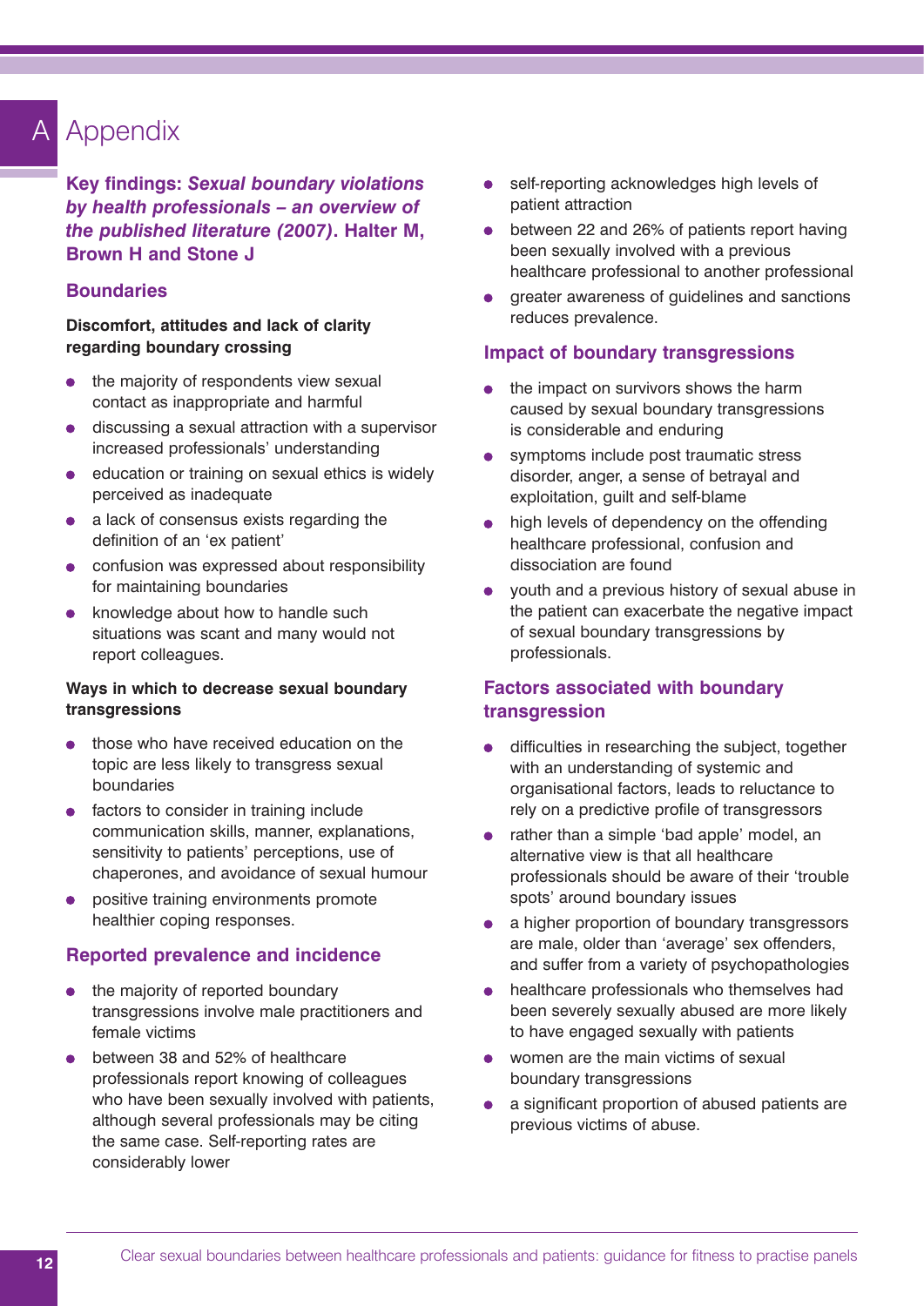# A Appendix

**Key findings: *Sexual boundary violations by health professionals – an overview of the published literature (2007)*. Halter M, Brown H and Stone J**

## Boundaries

**Discomfort, attitudes and lack of clarity regarding boundary crossing**

- the majority of respondents view sexual contact as inappropriate and harmful
- discussing a sexual attraction with a supervisor increased professionals' understanding
- education or training on sexual ethics is widely perceived as inadequate
- a lack of consensus exists regarding the definition of an 'ex patient'
- confusion was expressed about responsibility for maintaining boundaries
- knowledge about how to handle such situations was scant and many would not report colleagues.

**Ways in which to decrease sexual boundary transgressions**

- those who have received education on the topic are less likely to transgress sexual boundaries
- factors to consider in training include communication skills, manner, explanations, sensitivity to patients' perceptions, use of chaperones, and avoidance of sexual humour
- positive training environments promote healthier coping responses.

## Reported prevalence and incidence

- the majority of reported boundary transgressions involve male practitioners and female victims
- between 38 and 52% of healthcare professionals report knowing of colleagues who have been sexually involved with patients, although several professionals may be citing the same case. Self-reporting rates are considerably lower
- self-reporting acknowledges high levels of patient attraction
- between 22 and 26% of patients report having been sexually involved with a previous healthcare professional to another professional
- greater awareness of guidelines and sanctions reduces prevalence.

## Impact of boundary transgressions

- the impact on survivors shows the harm caused by sexual boundary transgressions is considerable and enduring
- symptoms include post traumatic stress disorder, anger, a sense of betrayal and exploitation, guilt and self-blame
- high levels of dependency on the offending healthcare professional, confusion and dissociation are found
- youth and a previous history of sexual abuse in the patient can exacerbate the negative impact of sexual boundary transgressions by professionals.

## Factors associated with boundary transgression

- difficulties in researching the subject, together with an understanding of systemic and organisational factors, leads to reluctance to rely on a predictive profile of transgressors
- rather than a simple 'bad apple' model, an alternative view is that all healthcare professionals should be aware of their 'trouble spots' around boundary issues
- a higher proportion of boundary transgressors are male, older than 'average' sex offenders, and suffer from a variety of psychopathologies
- healthcare professionals who themselves had been severely sexually abused are more likely to have engaged sexually with patients
- women are the main victims of sexual boundary transgressions
- a significant proportion of abused patients are previous victims of abuse.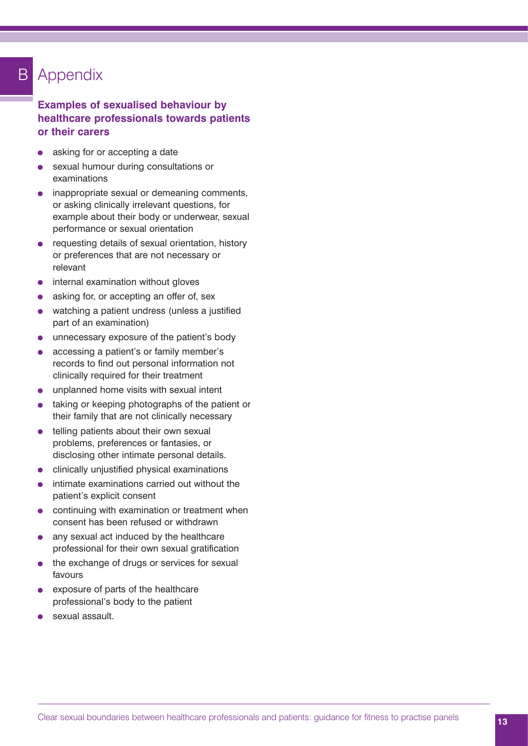# B Appendix

## Examples of sexualised behaviour by healthcare professionals towards patients or their carers

- asking for or accepting a date
- sexual humour during consultations or examinations
- inappropriate sexual or demeaning comments, or asking clinically irrelevant questions, for example about their body or underwear, sexual performance or sexual orientation
- requesting details of sexual orientation, history or preferences that are not necessary or relevant
- internal examination without gloves
- asking for, or accepting an offer of, sex
- watching a patient undress (unless a justified part of an examination)
- unnecessary exposure of the patient's body
- accessing a patient's or family member's records to find out personal information not clinically required for their treatment
- unplanned home visits with sexual intent
- taking or keeping photographs of the patient or their family that are not clinically necessary
- telling patients about their own sexual problems, preferences or fantasies, or disclosing other intimate personal details.
- clinically unjustified physical examinations
- intimate examinations carried out without the patient's explicit consent
- continuing with examination or treatment when consent has been refused or withdrawn
- any sexual act induced by the healthcare professional for their own sexual gratification
- the exchange of drugs or services for sexual favours
- exposure of parts of the healthcare professional's body to the patient
- sexual assault.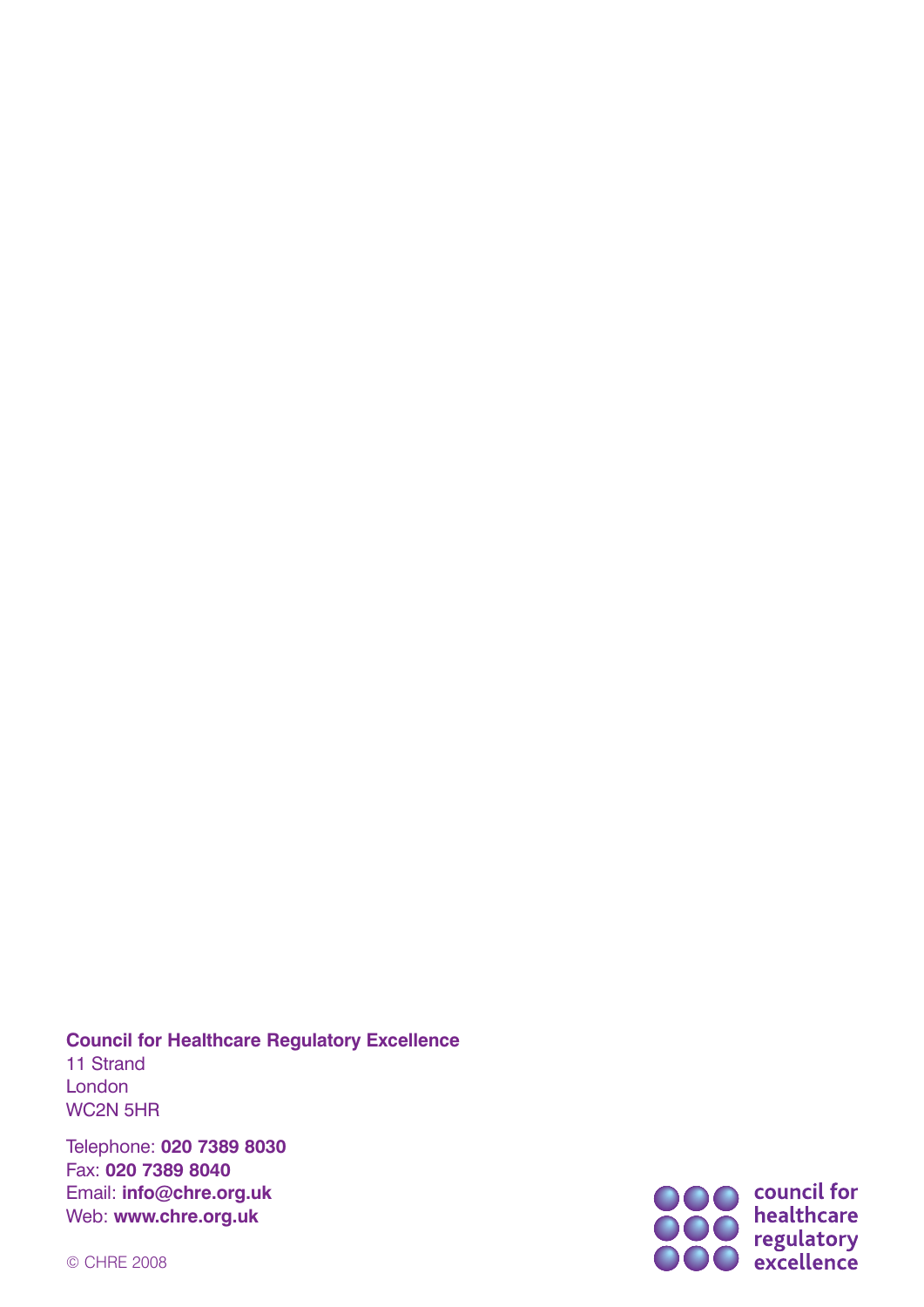**Council for Healthcare Regulatory Excellence**
11 Strand
London
WC2N 5HR

Telephone: **020 7389 8030**
Fax: **020 7389 8040**
Email: **info@chre.org.uk**
Web: **www.chre.org.uk**

© CHRE 2008

council for
healthcare
regulatory
excellence